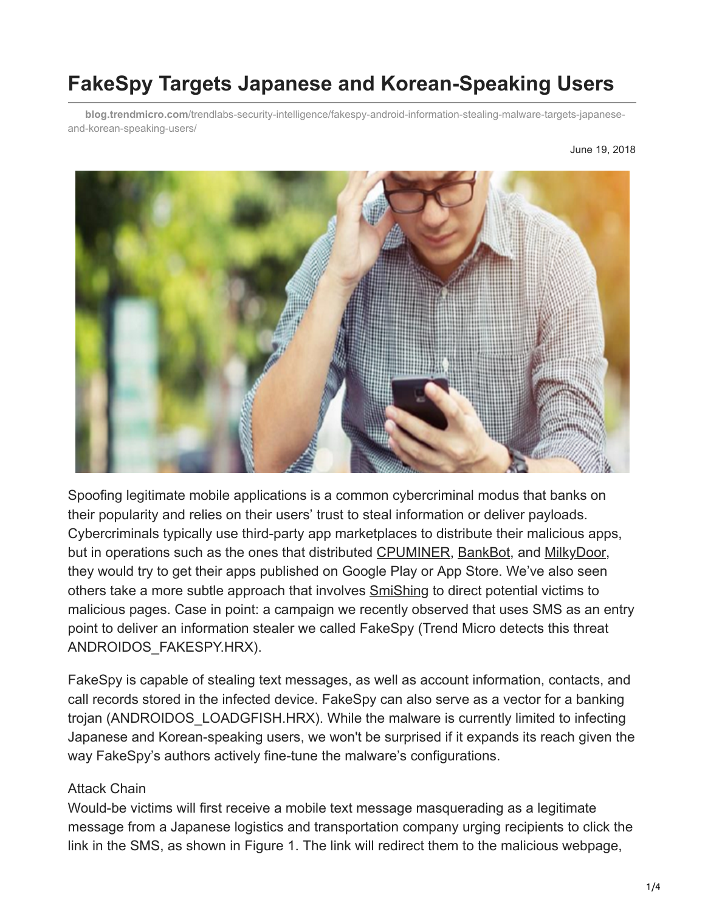# FakeSpy Targets Japanese and Korean-Speaking Users

**blog.trendmicro.com**/trendlabs-security-intelligence/fakespy-android-information-stealing-malware-targets-japanese-and-korean-speaking-users/

June 19, 2018

Spoofing legitimate mobile applications is a common cybercriminal modus that banks on their popularity and relies on their users' trust to steal information or deliver payloads. Cybercriminals typically use third-party app marketplaces to distribute their malicious apps, but in operations such as the ones that distributed CPUMINER, BankBot, and MilkyDoor, they would try to get their apps published on Google Play or App Store. We've also seen others take a more subtle approach that involves SmiShing to direct potential victims to malicious pages. Case in point: a campaign we recently observed that uses SMS as an entry point to deliver an information stealer we called FakeSpy (Trend Micro detects this threat ANDROIDOS_FAKESPY.HRX).

FakeSpy is capable of stealing text messages, as well as account information, contacts, and call records stored in the infected device. FakeSpy can also serve as a vector for a banking trojan (ANDROIDOS_LOADGFISH.HRX). While the malware is currently limited to infecting Japanese and Korean-speaking users, we won't be surprised if it expands its reach given the way FakeSpy's authors actively fine-tune the malware's configurations.

## Attack Chain

Would-be victims will first receive a mobile text message masquerading as a legitimate message from a Japanese logistics and transportation company urging recipients to click the link in the SMS, as shown in Figure 1. The link will redirect them to the malicious webpage,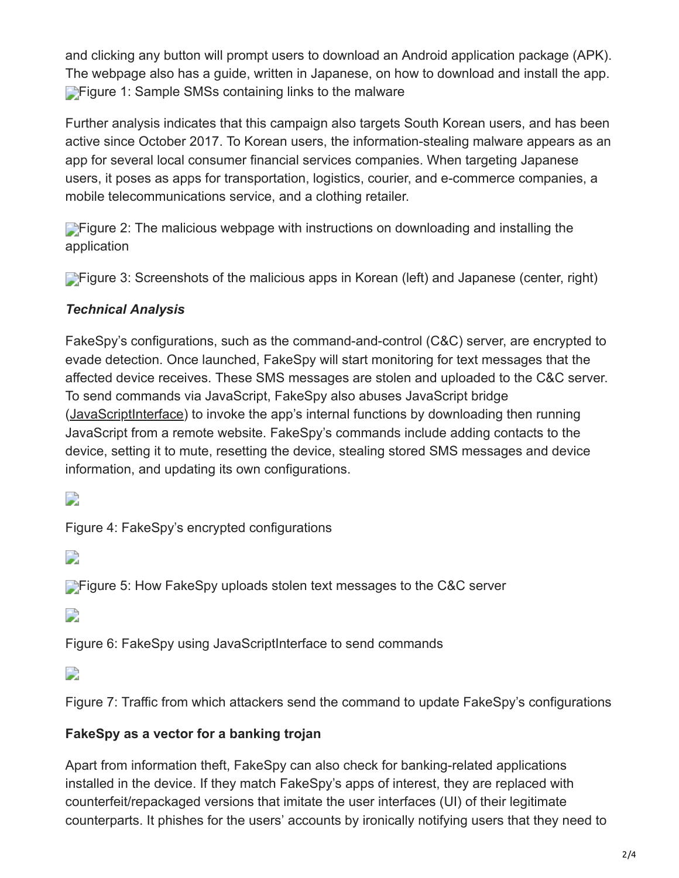and clicking any button will prompt users to download an Android application package (APK). The webpage also has a guide, written in Japanese, on how to download and install the app.

Figure 1: Sample SMSs containing links to the malware

Further analysis indicates that this campaign also targets South Korean users, and has been active since October 2017. To Korean users, the information-stealing malware appears as an app for several local consumer financial services companies. When targeting Japanese users, it poses as apps for transportation, logistics, courier, and e-commerce companies, a mobile telecommunications service, and a clothing retailer.

Figure 2: The malicious webpage with instructions on downloading and installing the application

Figure 3: Screenshots of the malicious apps in Korean (left) and Japanese (center, right)

### *Technical Analysis*

FakeSpy's configurations, such as the command-and-control (C&C) server, are encrypted to evade detection. Once launched, FakeSpy will start monitoring for text messages that the affected device receives. These SMS messages are stolen and uploaded to the C&C server. To send commands via JavaScript, FakeSpy also abuses JavaScript bridge (JavaScriptInterface) to invoke the app's internal functions by downloading then running JavaScript from a remote website. FakeSpy's commands include adding contacts to the device, setting it to mute, resetting the device, stealing stored SMS messages and device information, and updating its own configurations.

Figure 4: FakeSpy's encrypted configurations

Figure 5: How FakeSpy uploads stolen text messages to the C&C server

Figure 6: FakeSpy using JavaScriptInterface to send commands

Figure 7: Traffic from which attackers send the command to update FakeSpy's configurations

### **FakeSpy as a vector for a banking trojan**

Apart from information theft, FakeSpy can also check for banking-related applications installed in the device. If they match FakeSpy's apps of interest, they are replaced with counterfeit/repackaged versions that imitate the user interfaces (UI) of their legitimate counterparts. It phishes for the users' accounts by ironically notifying users that they need to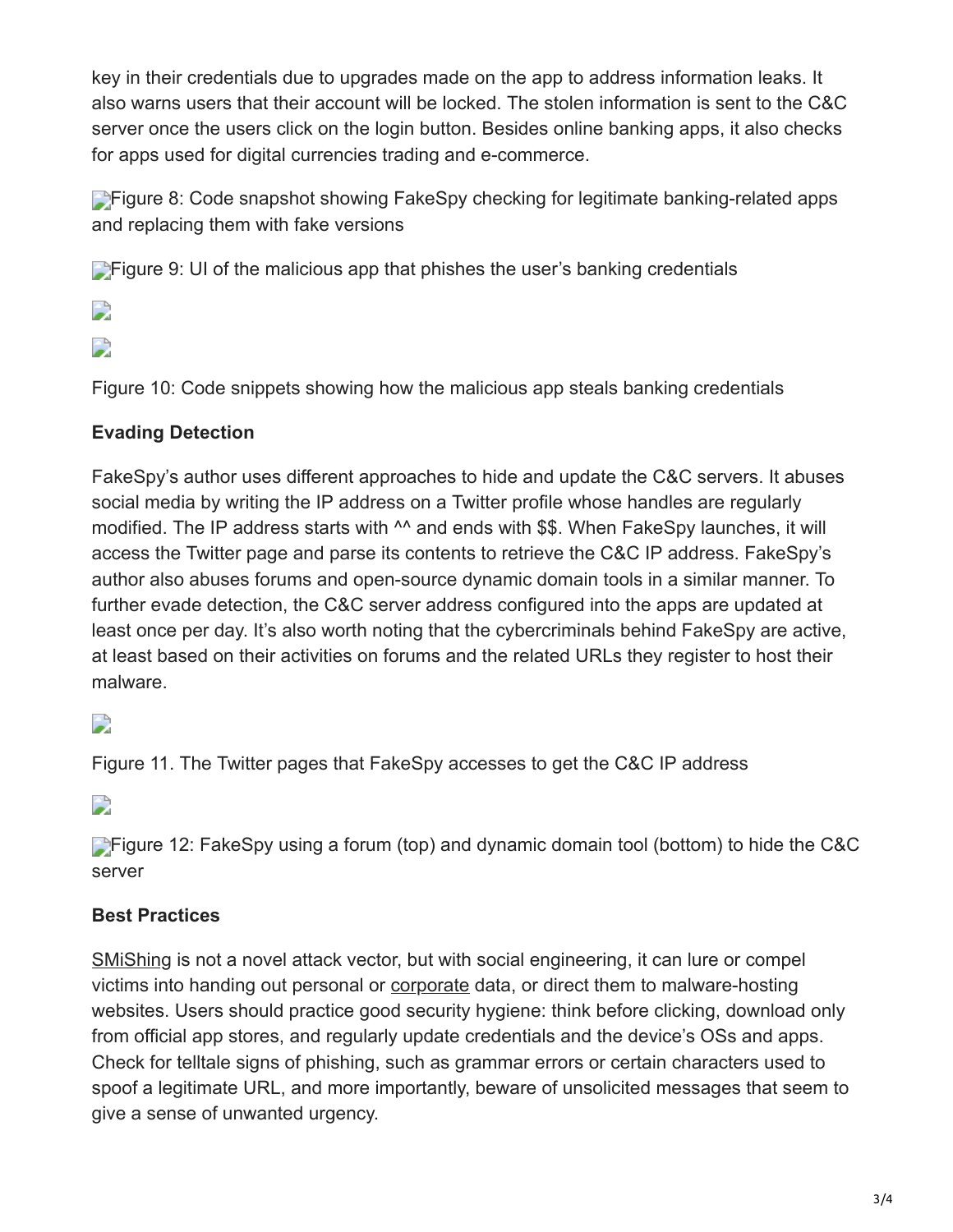key in their credentials due to upgrades made on the app to address information leaks. It also warns users that their account will be locked. The stolen information is sent to the C&C server once the users click on the login button. Besides online banking apps, it also checks for apps used for digital currencies trading and e-commerce.

Figure 8: Code snapshot showing FakeSpy checking for legitimate banking-related apps and replacing them with fake versions

Figure 9: UI of the malicious app that phishes the user's banking credentials

Figure 10: Code snippets showing how the malicious app steals banking credentials

**Evading Detection**

FakeSpy's author uses different approaches to hide and update the C&C servers. It abuses social media by writing the IP address on a Twitter profile whose handles are regularly modified. The IP address starts with ^^ and ends with $$. When FakeSpy launches, it will access the Twitter page and parse its contents to retrieve the C&C IP address. FakeSpy's author also abuses forums and open-source dynamic domain tools in a similar manner. To further evade detection, the C&C server address configured into the apps are updated at least once per day. It's also worth noting that the cybercriminals behind FakeSpy are active, at least based on their activities on forums and the related URLs they register to host their malware.

Figure 11. The Twitter pages that FakeSpy accesses to get the C&C IP address

Figure 12: FakeSpy using a forum (top) and dynamic domain tool (bottom) to hide the C&C server

**Best Practices**

SMiShing is not a novel attack vector, but with social engineering, it can lure or compel victims into handing out personal or corporate data, or direct them to malware-hosting websites. Users should practice good security hygiene: think before clicking, download only from official app stores, and regularly update credentials and the device's OSs and apps. Check for telltale signs of phishing, such as grammar errors or certain characters used to spoof a legitimate URL, and more importantly, beware of unsolicited messages that seem to give a sense of unwanted urgency.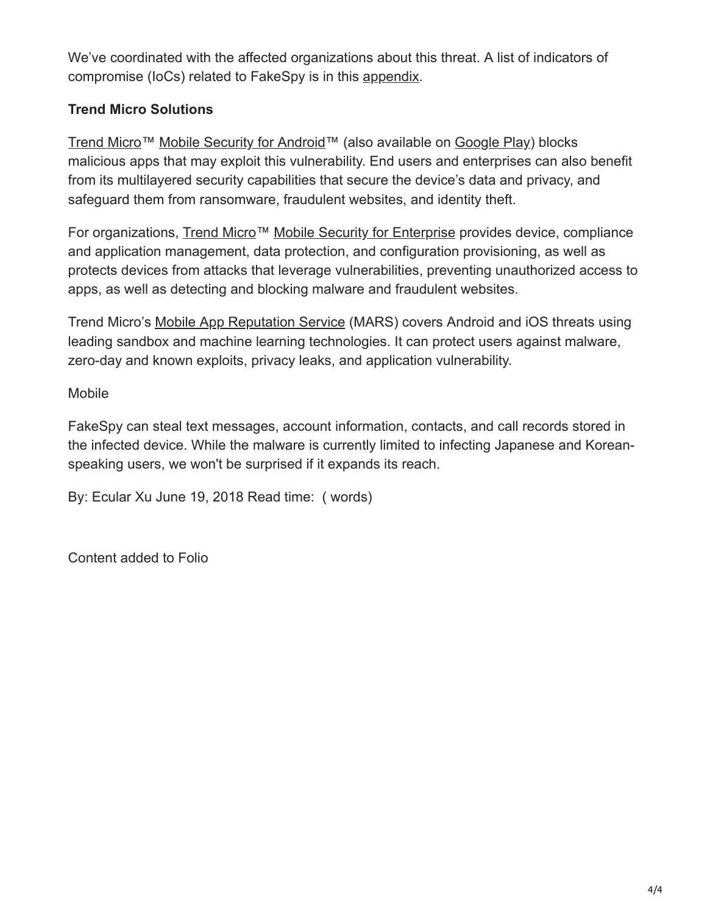We’ve coordinated with the affected organizations about this threat. A list of indicators of compromise (IoCs) related to FakeSpy is in this appendix.

**Trend Micro Solutions**

Trend Micro™ Mobile Security for Android™ (also available on Google Play) blocks malicious apps that may exploit this vulnerability. End users and enterprises can also benefit from its multilayered security capabilities that secure the device’s data and privacy, and safeguard them from ransomware, fraudulent websites, and identity theft.

For organizations, Trend Micro™ Mobile Security for Enterprise provides device, compliance and application management, data protection, and configuration provisioning, as well as protects devices from attacks that leverage vulnerabilities, preventing unauthorized access to apps, as well as detecting and blocking malware and fraudulent websites.

Trend Micro’s Mobile App Reputation Service (MARS) covers Android and iOS threats using leading sandbox and machine learning technologies. It can protect users against malware, zero-day and known exploits, privacy leaks, and application vulnerability.

Mobile

FakeSpy can steal text messages, account information, contacts, and call records stored in the infected device. While the malware is currently limited to infecting Japanese and Korean-speaking users, we won't be surprised if it expands its reach.

By: Ecular Xu June 19, 2018 Read time: ( words)

Content added to Folio